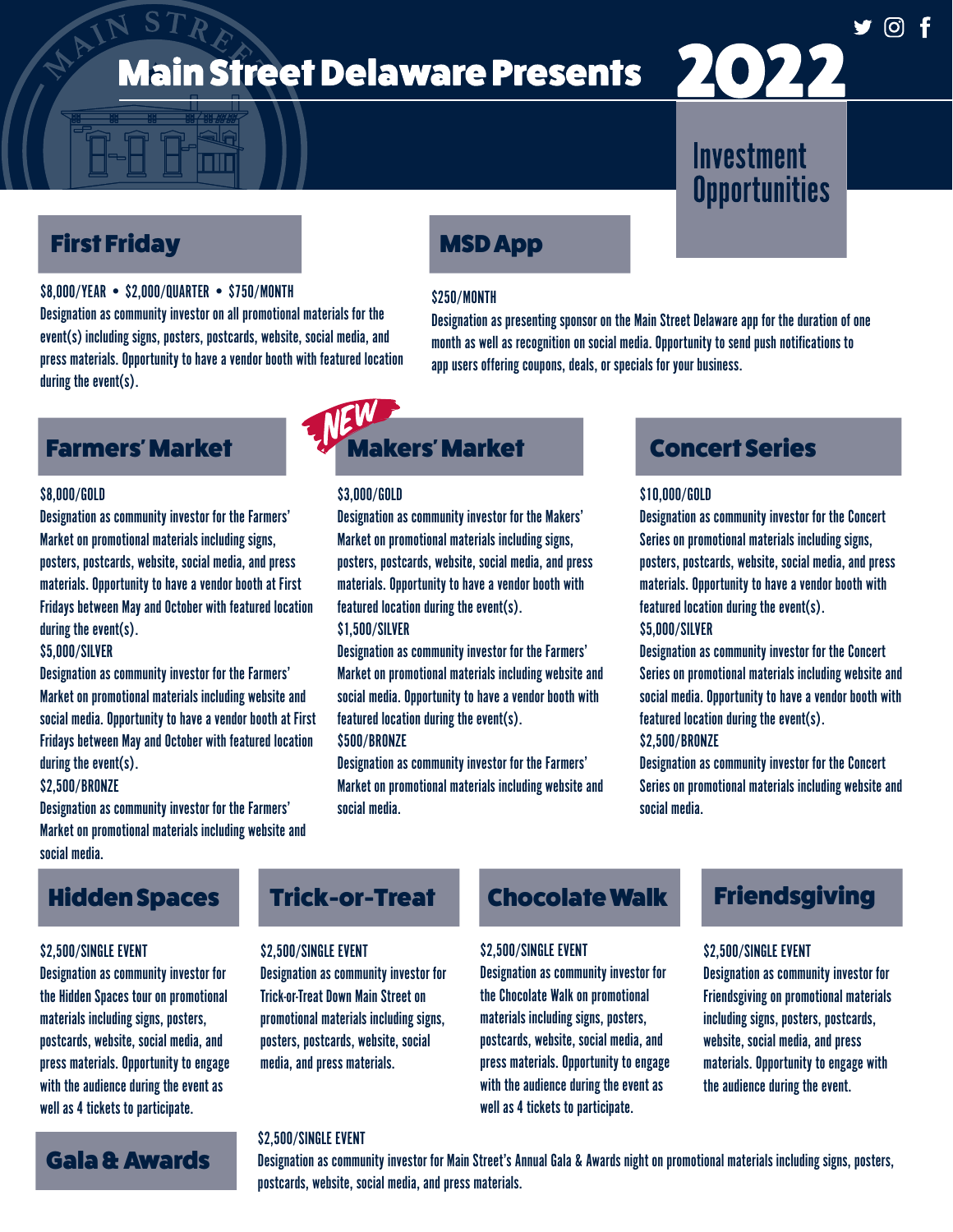# Main Street Delaware Presents 2022

## Investment Opportunities

### First Friday

$8,000/YEAR • $2,000/QUARTER • $750/MONTH

Designation as community investor on all promotional materials for the event(s) including signs, posters, postcards, website, social media, and press materials. Opportunity to have a vendor booth with featured location during the event(s).

### MSD App

$250/MONTH

Designation as presenting sponsor on the Main Street Delaware app for the duration of one month as well as recognition on social media. Opportunity to send push notifications to app users offering coupons, deals, or specials for your business.

### Farmers' Market

$8,000/GOLD

Designation as community investor for the Farmers' Market on promotional materials including signs, posters, postcards, website, social media, and press materials. Opportunity to have a vendor booth at First Fridays between May and October with featured location during the event(s).

$5,000/SILVER

Designation as community investor for the Farmers' Market on promotional materials including website and social media. Opportunity to have a vendor booth at First Fridays between May and October with featured location during the event(s).

$2,500/BRONZE

Designation as community investor for the Farmers' Market on promotional materials including website and social media.

### NEW Makers' Market

$3,000/GOLD

Designation as community investor for the Makers' Market on promotional materials including signs, posters, postcards, website, social media, and press materials. Opportunity to have a vendor booth with featured location during the event(s).

$1,500/SILVER

Designation as community investor for the Farmers' Market on promotional materials including website and social media. Opportunity to have a vendor booth with featured location during the event(s).

$500/BRONZE

Designation as community investor for the Farmers' Market on promotional materials including website and social media.

### Concert Series

$10,000/GOLD

Designation as community investor for the Concert Series on promotional materials including signs, posters, postcards, website, social media, and press materials. Opportunity to have a vendor booth with featured location during the event(s).

$5,000/SILVER

Designation as community investor for the Concert Series on promotional materials including website and social media. Opportunity to have a vendor booth with featured location during the event(s).

$2,500/BRONZE

Designation as community investor for the Concert Series on promotional materials including website and social media.

### Hidden Spaces

$2,500/SINGLE EVENT

Designation as community investor for the Hidden Spaces tour on promotional materials including signs, posters, postcards, website, social media, and press materials. Opportunity to engage with the audience during the event as well as 4 tickets to participate.

### Trick-or-Treat

$2,500/SINGLE EVENT

Designation as community investor for Trick-or-Treat Down Main Street on promotional materials including signs, posters, postcards, website, social media, and press materials.

### Chocolate Walk

$2,500/SINGLE EVENT

Designation as community investor for the Chocolate Walk on promotional materials including signs, posters, postcards, website, social media, and press materials. Opportunity to engage with the audience during the event as well as 4 tickets to participate.

### Friendsgiving

$2,500/SINGLE EVENT

Designation as community investor for Friendsgiving on promotional materials including signs, posters, postcards, website, social media, and press materials. Opportunity to engage with the audience during the event.

### Gala & Awards

$2,500/SINGLE EVENT

Designation as community investor for Main Street's Annual Gala & Awards night on promotional materials including signs, posters, postcards, website, social media, and press materials.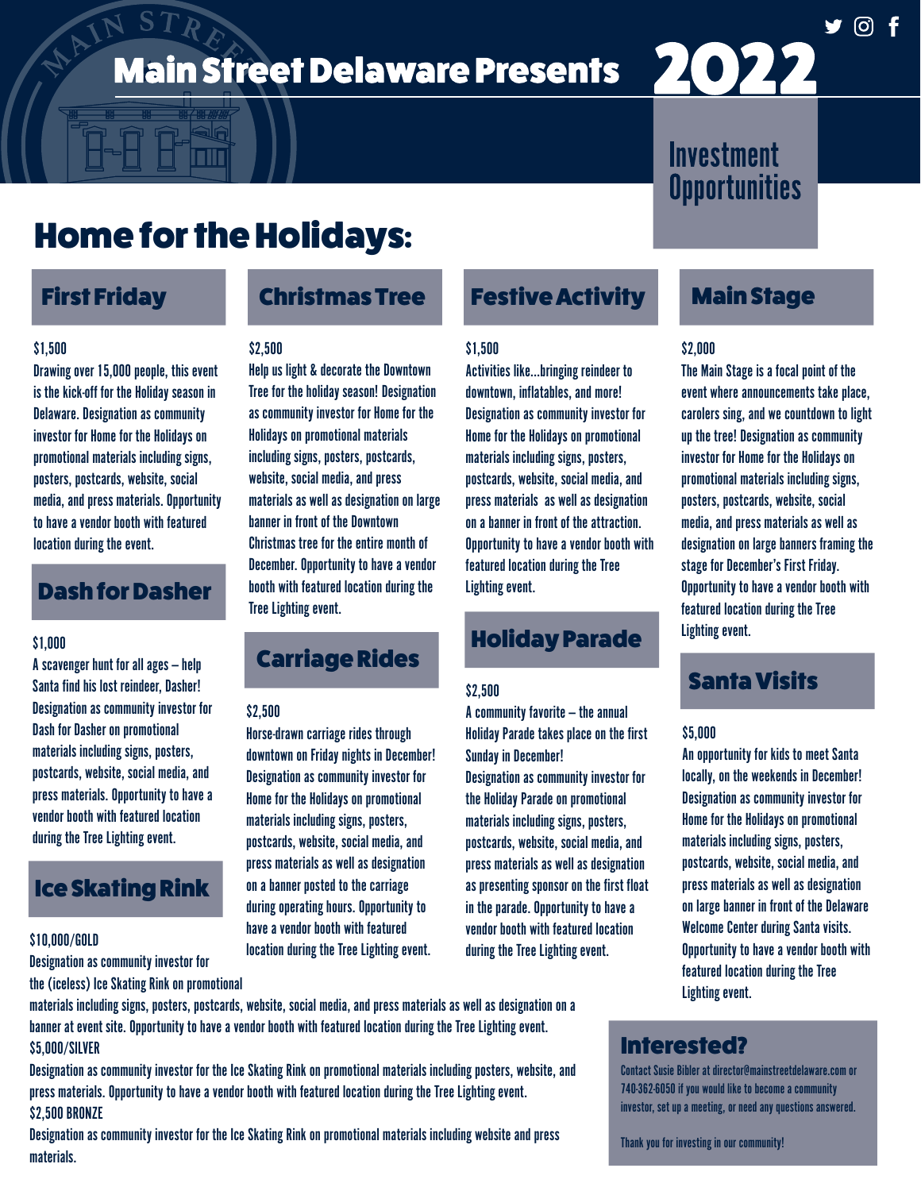# Main Street Delaware Presents 2022

## Investment Opportunities

# Home for the Holidays:

### First Friday

$1,500

Drawing over 15,000 people, this event is the kick-off for the Holiday season in Delaware. Designation as community investor for Home for the Holidays on promotional materials including signs, posters, postcards, website, social media, and press materials. Opportunity to have a vendor booth with featured location during the event.

### Dash for Dasher

$1,000

A scavenger hunt for all ages – help Santa find his lost reindeer, Dasher! Designation as community investor for Dash for Dasher on promotional materials including signs, posters, postcards, website, social media, and press materials. Opportunity to have a vendor booth with featured location during the Tree Lighting event.

### Ice Skating Rink

$10,000/GOLD

Designation as community investor for the (iceless) Ice Skating Rink on promotional materials including signs, posters, postcards, website, social media, and press materials as well as designation on a banner at event site. Opportunity to have a vendor booth with featured location during the Tree Lighting event.

$5,000/SILVER

Designation as community investor for the Ice Skating Rink on promotional materials including posters, website, and press materials. Opportunity to have a vendor booth with featured location during the Tree Lighting event.

$2,500 BRONZE

Designation as community investor for the Ice Skating Rink on promotional materials including website and press materials.

### Christmas Tree

$2,500

Help us light & decorate the Downtown Tree for the holiday season! Designation as community investor for Home for the Holidays on promotional materials including signs, posters, postcards, website, social media, and press materials as well as designation on large banner in front of the Downtown Christmas tree for the entire month of December. Opportunity to have a vendor booth with featured location during the Tree Lighting event.

### Carriage Rides

$2,500

Horse-drawn carriage rides through downtown on Friday nights in December! Designation as community investor for Home for the Holidays on promotional materials including signs, posters, postcards, website, social media, and press materials as well as designation on a banner posted to the carriage during operating hours. Opportunity to have a vendor booth with featured location during the Tree Lighting event.

### Festive Activity

$1,500

Activities like...bringing reindeer to downtown, inflatables, and more! Designation as community investor for Home for the Holidays on promotional materials including signs, posters, postcards, website, social media, and press materials as well as designation on a banner in front of the attraction. Opportunity to have a vendor booth with featured location during the Tree Lighting event.

### Holiday Parade

$2,500

A community favorite – the annual Holiday Parade takes place on the first Sunday in December!

Designation as community investor for the Holiday Parade on promotional materials including signs, posters, postcards, website, social media, and press materials as well as designation as presenting sponsor on the first float in the parade. Opportunity to have a vendor booth with featured location during the Tree Lighting event.

### Main Stage

$2,000

The Main Stage is a focal point of the event where announcements take place, carolers sing, and we countdown to light up the tree! Designation as community investor for Home for the Holidays on promotional materials including signs, posters, postcards, website, social media, and press materials as well as designation on large banners framing the stage for December's First Friday. Opportunity to have a vendor booth with featured location during the Tree Lighting event.

### Santa Visits

$5,000

An opportunity for kids to meet Santa locally, on the weekends in December! Designation as community investor for Home for the Holidays on promotional materials including signs, posters, postcards, website, social media, and press materials as well as designation on large banner in front of the Delaware Welcome Center during Santa visits. Opportunity to have a vendor booth with featured location during the Tree Lighting event.

### Interested?

Contact Susie Bibler at director@mainstreetdelaware.com or 740-362-6050 if you would like to become a community investor, set up a meeting, or need any questions answered.

Thank you for investing in our community!